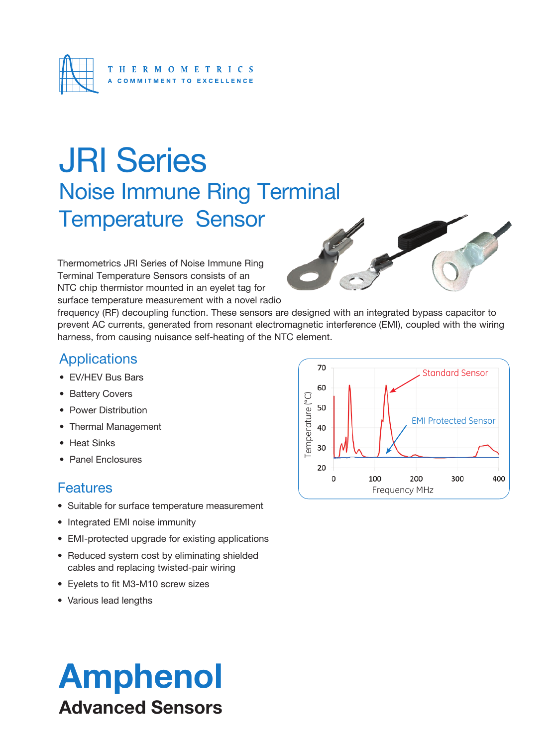THERMOMETRICS

A COMMITMENT TO EXCELLENCE

# JRI Series

## Noise Immune Ring Terminal Temperature Sensor

Thermometrics JRI Series of Noise Immune Ring Terminal Temperature Sensors consists of an NTC chip thermistor mounted in an eyelet tag for surface temperature measurement with a novel radio frequency (RF) decoupling function. These sensors are designed with an integrated bypass capacitor to prevent AC currents, generated from resonant electromagnetic interference (EMI), coupled with the wiring harness, from causing nuisance self-heating of the NTC element.

## Applications

- EV/HEV Bus Bars
- Battery Covers
- Power Distribution
- Thermal Management
- Heat Sinks
- Panel Enclosures

## Features

- Suitable for surface temperature measurement
- Integrated EMI noise immunity
- EMI-protected upgrade for existing applications
- Reduced system cost by eliminating shielded cables and replacing twisted-pair wiring
- Eyelets to fit M3-M10 screw sizes
- Various lead lengths

**Amphenol**

**Advanced Sensors**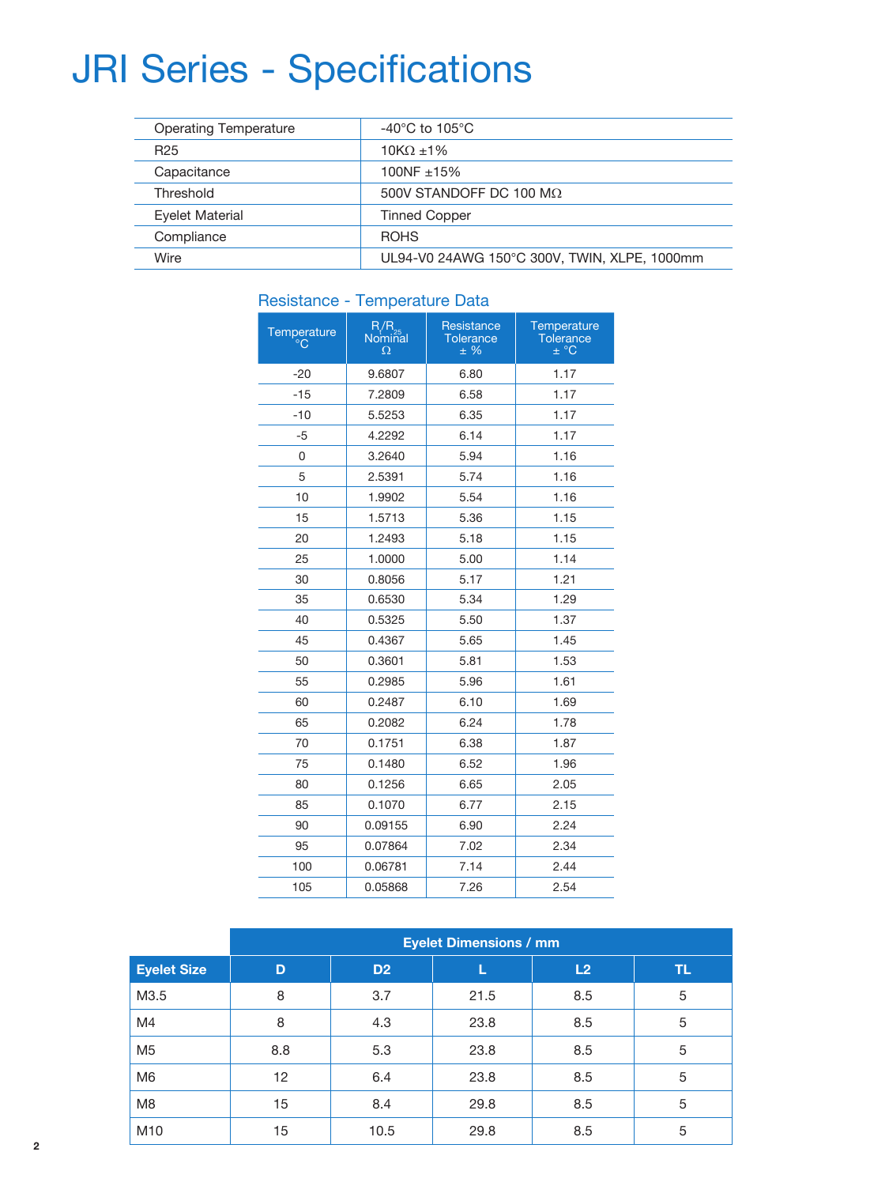# JRI Series - Specifications

| | |
|---|---|
| Operating Temperature | -40°C to 105°C |
| R25 | 10KΩ ±1% |
| Capacitance | 100NF ±15% |
| Threshold | 500V STANDOFF DC 100 MΩ |
| Eyelet Material | Tinned Copper |
| Compliance | ROHS |
| Wire | UL94-V0 24AWG 150°C 300V, TWIN, XLPE, 1000mm |

## Resistance - Temperature Data

| Temperature °C | $R/R_{25}$ Nominal Ω | Resistance Tolerance ± % | Temperature Tolerance ± °C |
|---|---|---|---|
| -20 | 9.6807 | 6.80 | 1.17 |
| -15 | 7.2809 | 6.58 | 1.17 |
| -10 | 5.5253 | 6.35 | 1.17 |
| -5 | 4.2292 | 6.14 | 1.17 |
| 0 | 3.2640 | 5.94 | 1.16 |
| 5 | 2.5391 | 5.74 | 1.16 |
| 10 | 1.9902 | 5.54 | 1.16 |
| 15 | 1.5713 | 5.36 | 1.15 |
| 20 | 1.2493 | 5.18 | 1.15 |
| 25 | 1.0000 | 5.00 | 1.14 |
| 30 | 0.8056 | 5.17 | 1.21 |
| 35 | 0.6530 | 5.34 | 1.29 |
| 40 | 0.5325 | 5.50 | 1.37 |
| 45 | 0.4367 | 5.65 | 1.45 |
| 50 | 0.3601 | 5.81 | 1.53 |
| 55 | 0.2985 | 5.96 | 1.61 |
| 60 | 0.2487 | 6.10 | 1.69 |
| 65 | 0.2082 | 6.24 | 1.78 |
| 70 | 0.1751 | 6.38 | 1.87 |
| 75 | 0.1480 | 6.52 | 1.96 |
| 80 | 0.1256 | 6.65 | 2.05 |
| 85 | 0.1070 | 6.77 | 2.15 |
| 90 | 0.09155 | 6.90 | 2.24 |
| 95 | 0.07864 | 7.02 | 2.34 |
| 100 | 0.06781 | 7.14 | 2.44 |
| 105 | 0.05868 | 7.26 | 2.54 |

| | Eyelet Dimensions / mm | | | | |
|---|---|---|---|---|---|
| **Eyelet Size** | **D** | **D2** | **L** | **L2** | **TL** |
| M3.5 | 8 | 3.7 | 21.5 | 8.5 | 5 |
| M4 | 8 | 4.3 | 23.8 | 8.5 | 5 |
| M5 | 8.8 | 5.3 | 23.8 | 8.5 | 5 |
| M6 | 12 | 6.4 | 23.8 | 8.5 | 5 |
| M8 | 15 | 8.4 | 29.8 | 8.5 | 5 |
| M10 | 15 | 10.5 | 29.8 | 8.5 | 5 |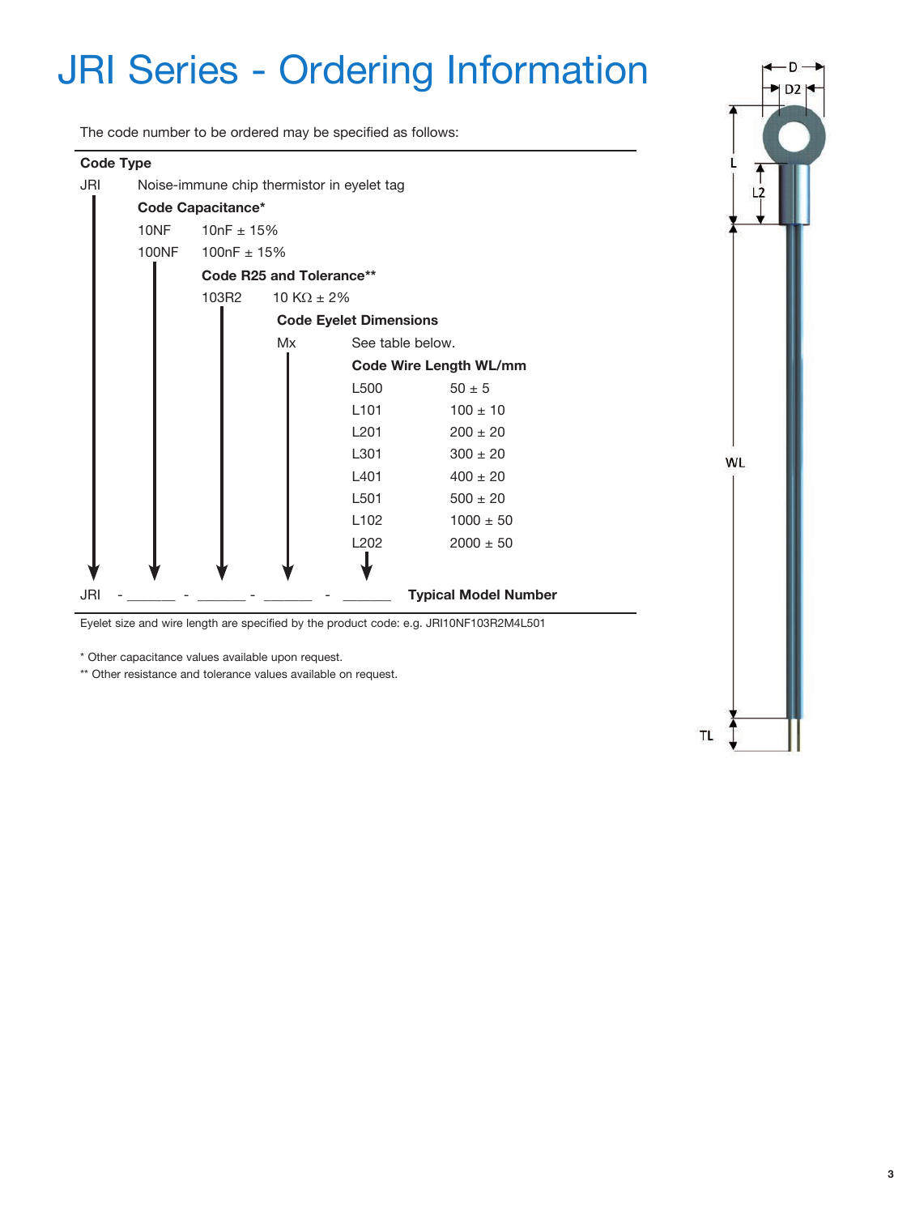# JRI Series - Ordering Information

The code number to be ordered may be specified as follows:

**Code Type**

JRI — Noise-immune chip thermistor in eyelet tag

**Code Capacitance***

| Code | Value |
|---|---|
| 10NF | 10nF ± 15% |
| 100NF | 100nF ± 15% |

**Code R25 and Tolerance****

| Code | Value |
|---|---|
| 103R2 | 10 KΩ ± 2% |

**Code Eyelet Dimensions**

| Code | Value |
|---|---|
| Mx | See table below. |

**Code Wire Length WL/mm**

| Code | WL/mm |
|---|---|
| L500 | 50 ± 5 |
| L101 | 100 ± 10 |
| L201 | 200 ± 20 |
| L301 | 300 ± 20 |
| L401 | 400 ± 20 |
| L501 | 500 ± 20 |
| L102 | 1000 ± 50 |
| L202 | 2000 ± 50 |

JRI - ______ - ______ - ______ - ______ **Typical Model Number**

Eyelet size and wire length are specified by the product code: e.g. JRI10NF103R2M4L501

* Other capacitance values available upon request.

** Other resistance and tolerance values available on request.

D, D2, L, L2, WL, TL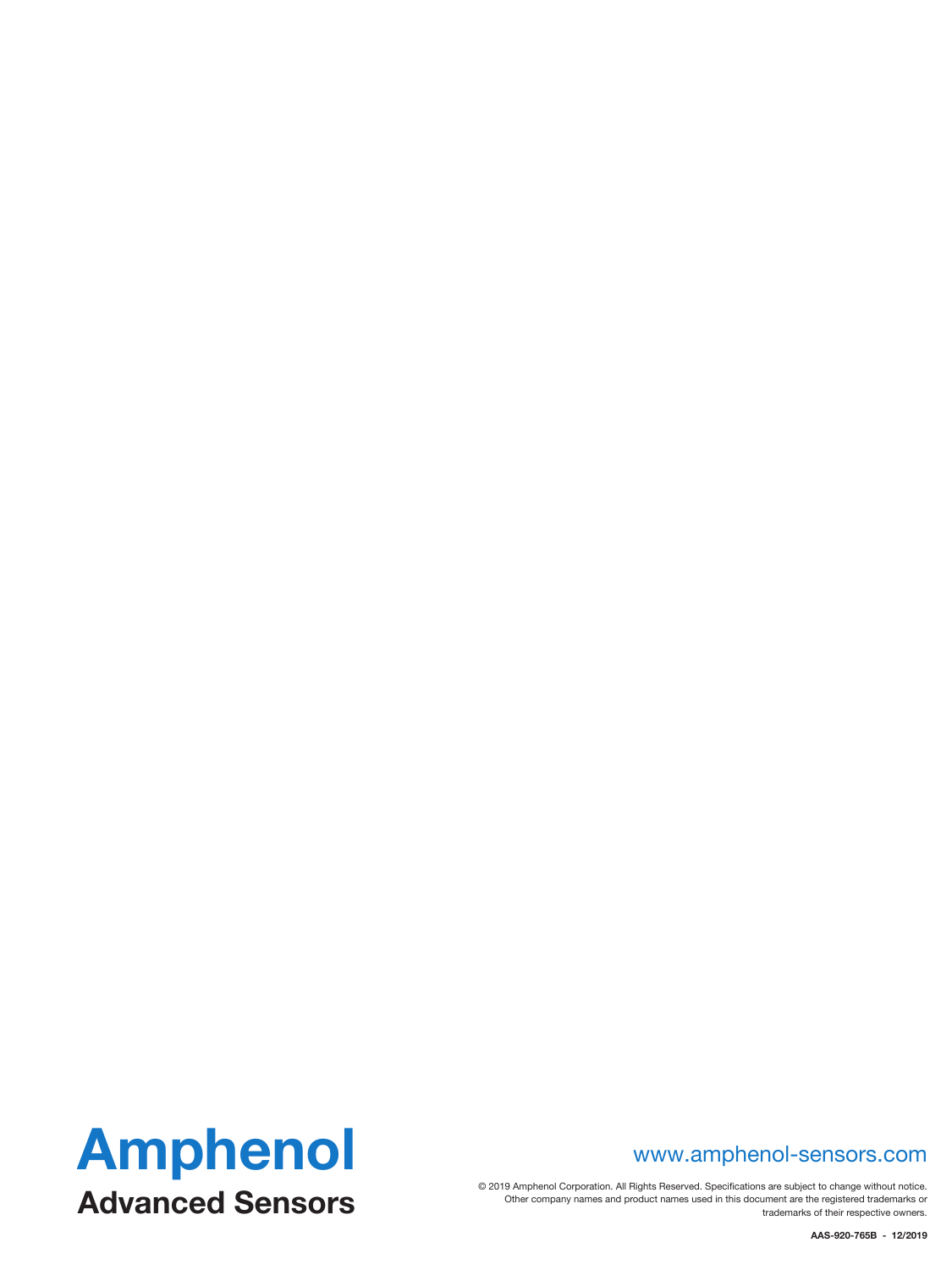**Amphenol**

**Advanced Sensors**

www.amphenol-sensors.com

© 2019 Amphenol Corporation. All Rights Reserved. Specifications are subject to change without notice. Other company names and product names used in this document are the registered trademarks or trademarks of their respective owners.

**AAS-920-765B - 12/2019**